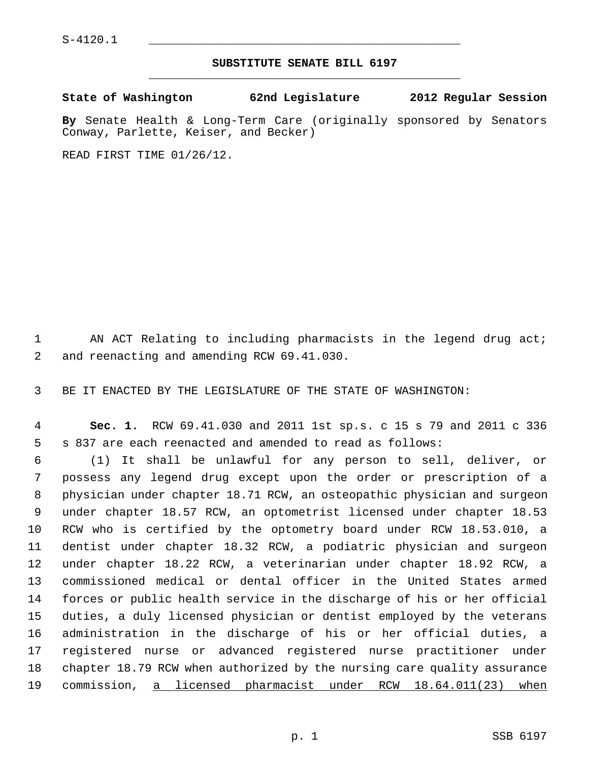S-4120.1

# SUBSTITUTE SENATE BILL 6197

**State of Washington 62nd Legislature 2012 Regular Session**

**By** Senate Health & Long-Term Care (originally sponsored by Senators Conway, Parlette, Keiser, and Becker)

READ FIRST TIME 01/26/12.

AN ACT Relating to including pharmacists in the legend drug act; and reenacting and amending RCW 69.41.030.

BE IT ENACTED BY THE LEGISLATURE OF THE STATE OF WASHINGTON:

**Sec. 1.** RCW 69.41.030 and 2011 1st sp.s. c 15 s 79 and 2011 c 336 s 837 are each reenacted and amended to read as follows:

(1) It shall be unlawful for any person to sell, deliver, or possess any legend drug except upon the order or prescription of a physician under chapter 18.71 RCW, an osteopathic physician and surgeon under chapter 18.57 RCW, an optometrist licensed under chapter 18.53 RCW who is certified by the optometry board under RCW 18.53.010, a dentist under chapter 18.32 RCW, a podiatric physician and surgeon under chapter 18.22 RCW, a veterinarian under chapter 18.92 RCW, a commissioned medical or dental officer in the United States armed forces or public health service in the discharge of his or her official duties, a duly licensed physician or dentist employed by the veterans administration in the discharge of his or her official duties, a registered nurse or advanced registered nurse practitioner under chapter 18.79 RCW when authorized by the nursing care quality assurance commission, <u>a licensed pharmacist under RCW 18.64.011(23) when</u>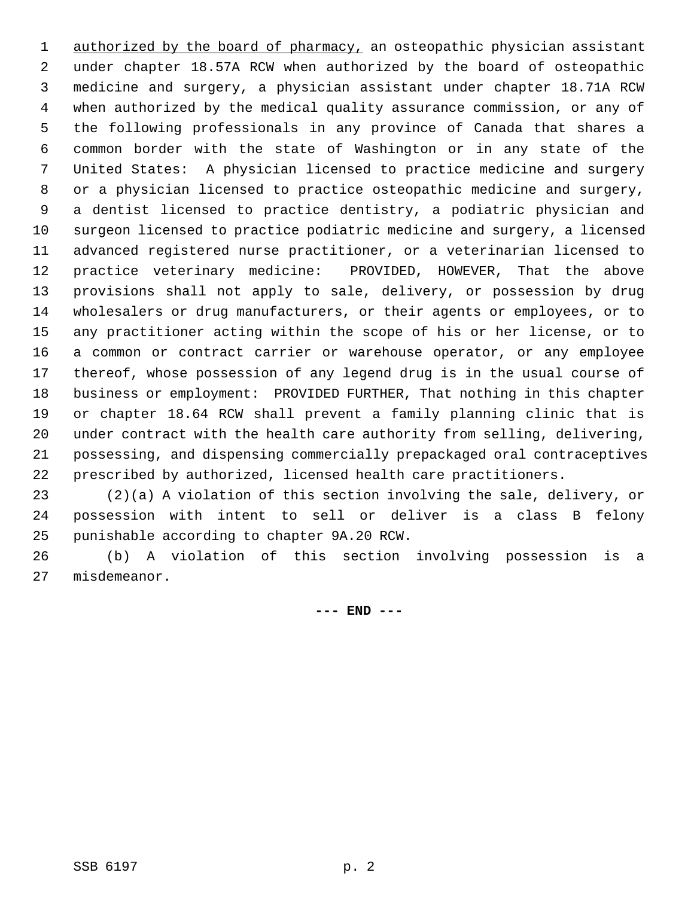authorized by the board of pharmacy, an osteopathic physician assistant under chapter 18.57A RCW when authorized by the board of osteopathic medicine and surgery, a physician assistant under chapter 18.71A RCW when authorized by the medical quality assurance commission, or any of the following professionals in any province of Canada that shares a common border with the state of Washington or in any state of the United States: A physician licensed to practice medicine and surgery or a physician licensed to practice osteopathic medicine and surgery, a dentist licensed to practice dentistry, a podiatric physician and surgeon licensed to practice podiatric medicine and surgery, a licensed advanced registered nurse practitioner, or a veterinarian licensed to practice veterinary medicine: PROVIDED, HOWEVER, That the above provisions shall not apply to sale, delivery, or possession by drug wholesalers or drug manufacturers, or their agents or employees, or to any practitioner acting within the scope of his or her license, or to a common or contract carrier or warehouse operator, or any employee thereof, whose possession of any legend drug is in the usual course of business or employment: PROVIDED FURTHER, That nothing in this chapter or chapter 18.64 RCW shall prevent a family planning clinic that is under contract with the health care authority from selling, delivering, possessing, and dispensing commercially prepackaged oral contraceptives prescribed by authorized, licensed health care practitioners.

(2)(a) A violation of this section involving the sale, delivery, or possession with intent to sell or deliver is a class B felony punishable according to chapter 9A.20 RCW.

(b) A violation of this section involving possession is a misdemeanor.

**--- END ---**